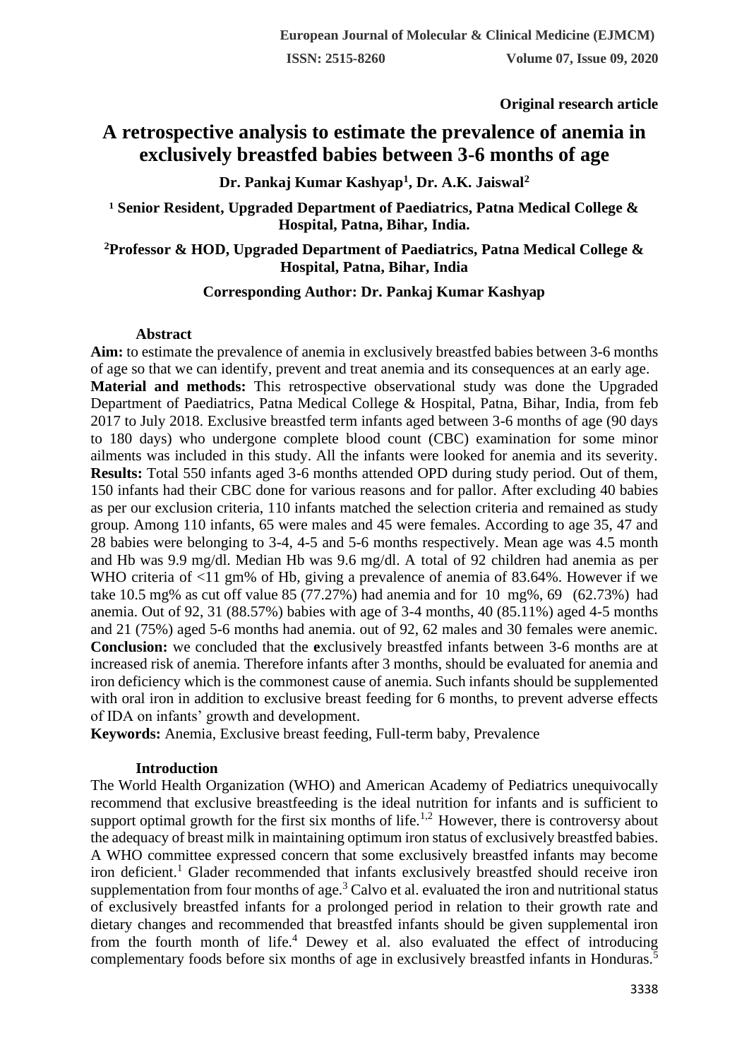Original research article

# A retrospective analysis to estimate the prevalence of anemia in exclusively breastfed babies between 3-6 months of age

**Dr. Pankaj Kumar Kashyap[1], Dr. A.K. Jaiswal[2]**

**[1] Senior Resident, Upgraded Department of Paediatrics, Patna Medical College & Hospital, Patna, Bihar, India.**

**[2]Professor & HOD, Upgraded Department of Paediatrics, Patna Medical College & Hospital, Patna, Bihar, India**

**Corresponding Author: Dr. Pankaj Kumar Kashyap**

## Abstract

**Aim:** to estimate the prevalence of anemia in exclusively breastfed babies between 3-6 months of age so that we can identify, prevent and treat anemia and its consequences at an early age.

**Material and methods:** This retrospective observational study was done the Upgraded Department of Paediatrics, Patna Medical College & Hospital, Patna, Bihar, India, from feb 2017 to July 2018. Exclusive breastfed term infants aged between 3-6 months of age (90 days to 180 days) who undergone complete blood count (CBC) examination for some minor ailments was included in this study. All the infants were looked for anemia and its severity.

**Results:** Total 550 infants aged 3-6 months attended OPD during study period. Out of them, 150 infants had their CBC done for various reasons and for pallor. After excluding 40 babies as per our exclusion criteria, 110 infants matched the selection criteria and remained as study group. Among 110 infants, 65 were males and 45 were females. According to age 35, 47 and 28 babies were belonging to 3-4, 4-5 and 5-6 months respectively. Mean age was 4.5 month and Hb was 9.9 mg/dl. Median Hb was 9.6 mg/dl. A total of 92 children had anemia as per WHO criteria of <11 gm% of Hb, giving a prevalence of anemia of 83.64%. However if we take 10.5 mg% as cut off value 85 (77.27%) had anemia and for 10 mg%, 69 (62.73%) had anemia. Out of 92, 31 (88.57%) babies with age of 3-4 months, 40 (85.11%) aged 4-5 months and 21 (75%) aged 5-6 months had anemia. out of 92, 62 males and 30 females were anemic.

**Conclusion:** we concluded that the **e**xclusively breastfed infants between 3-6 months are at increased risk of anemia. Therefore infants after 3 months, should be evaluated for anemia and iron deficiency which is the commonest cause of anemia. Such infants should be supplemented with oral iron in addition to exclusive breast feeding for 6 months, to prevent adverse effects of IDA on infants' growth and development.

**Keywords:** Anemia, Exclusive breast feeding, Full-term baby, Prevalence

## Introduction

The World Health Organization (WHO) and American Academy of Pediatrics unequivocally recommend that exclusive breastfeeding is the ideal nutrition for infants and is sufficient to support optimal growth for the first six months of life.[1,2] However, there is controversy about the adequacy of breast milk in maintaining optimum iron status of exclusively breastfed babies. A WHO committee expressed concern that some exclusively breastfed infants may become iron deficient.[1] Glader recommended that infants exclusively breastfed should receive iron supplementation from four months of age.[3] Calvo et al. evaluated the iron and nutritional status of exclusively breastfed infants for a prolonged period in relation to their growth rate and dietary changes and recommended that breastfed infants should be given supplemental iron from the fourth month of life.[4] Dewey et al. also evaluated the effect of introducing complementary foods before six months of age in exclusively breastfed infants in Honduras.[5]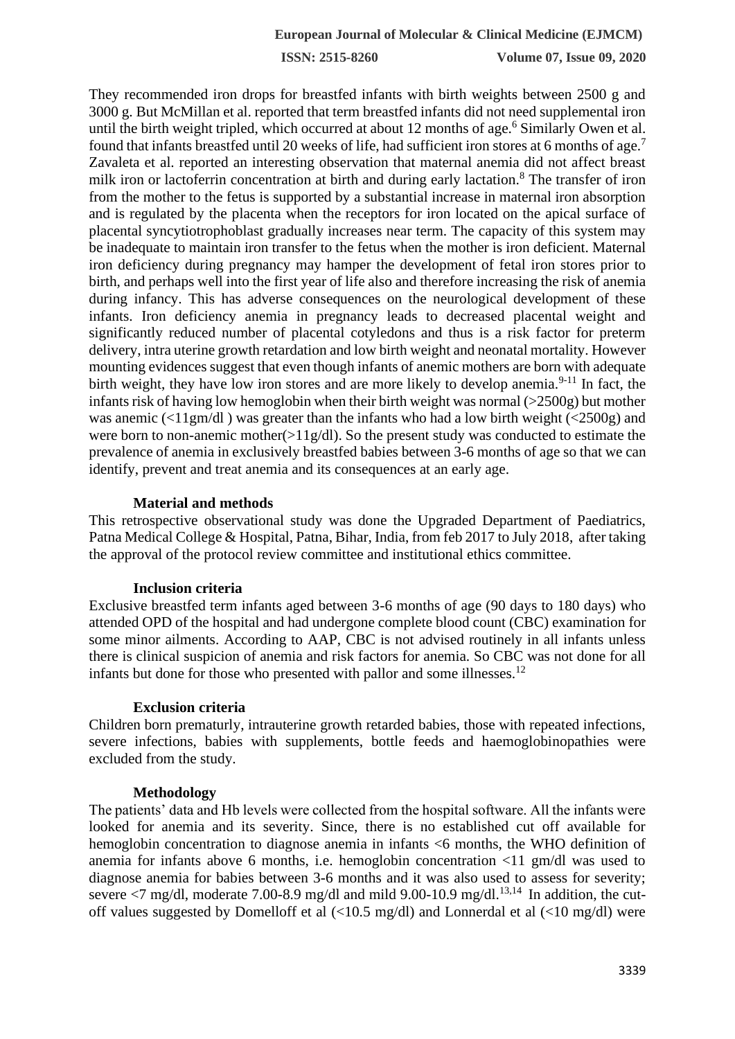They recommended iron drops for breastfed infants with birth weights between 2500 g and 3000 g. But McMillan et al. reported that term breastfed infants did not need supplemental iron until the birth weight tripled, which occurred at about 12 months of age.[6] Similarly Owen et al. found that infants breastfed until 20 weeks of life, had sufficient iron stores at 6 months of age.[7] Zavaleta et al. reported an interesting observation that maternal anemia did not affect breast milk iron or lactoferrin concentration at birth and during early lactation.[8] The transfer of iron from the mother to the fetus is supported by a substantial increase in maternal iron absorption and is regulated by the placenta when the receptors for iron located on the apical surface of placental syncytiotrophoblast gradually increases near term. The capacity of this system may be inadequate to maintain iron transfer to the fetus when the mother is iron deficient. Maternal iron deficiency during pregnancy may hamper the development of fetal iron stores prior to birth, and perhaps well into the first year of life also and therefore increasing the risk of anemia during infancy. This has adverse consequences on the neurological development of these infants. Iron deficiency anemia in pregnancy leads to decreased placental weight and significantly reduced number of placental cotyledons and thus is a risk factor for preterm delivery, intra uterine growth retardation and low birth weight and neonatal mortality. However mounting evidences suggest that even though infants of anemic mothers are born with adequate birth weight, they have low iron stores and are more likely to develop anemia.[9-11] In fact, the infants risk of having low hemoglobin when their birth weight was normal (>2500g) but mother was anemic (<11gm/dl ) was greater than the infants who had a low birth weight (<2500g) and were born to non-anemic mother(>11g/dl). So the present study was conducted to estimate the prevalence of anemia in exclusively breastfed babies between 3-6 months of age so that we can identify, prevent and treat anemia and its consequences at an early age.

## Material and methods

This retrospective observational study was done the Upgraded Department of Paediatrics, Patna Medical College & Hospital, Patna, Bihar, India, from feb 2017 to July 2018, after taking the approval of the protocol review committee and institutional ethics committee.

### Inclusion criteria

Exclusive breastfed term infants aged between 3-6 months of age (90 days to 180 days) who attended OPD of the hospital and had undergone complete blood count (CBC) examination for some minor ailments. According to AAP, CBC is not advised routinely in all infants unless there is clinical suspicion of anemia and risk factors for anemia. So CBC was not done for all infants but done for those who presented with pallor and some illnesses.[12]

### Exclusion criteria

Children born prematurly, intrauterine growth retarded babies, those with repeated infections, severe infections, babies with supplements, bottle feeds and haemoglobinopathies were excluded from the study.

### Methodology

The patients' data and Hb levels were collected from the hospital software. All the infants were looked for anemia and its severity. Since, there is no established cut off available for hemoglobin concentration to diagnose anemia in infants <6 months, the WHO definition of anemia for infants above 6 months, i.e. hemoglobin concentration <11 gm/dl was used to diagnose anemia for babies between 3-6 months and it was also used to assess for severity; severe <7 mg/dl, moderate 7.00-8.9 mg/dl and mild 9.00-10.9 mg/dl.[13,14] In addition, the cut-off values suggested by Domelloff et al (<10.5 mg/dl) and Lonnerdal et al (<10 mg/dl) were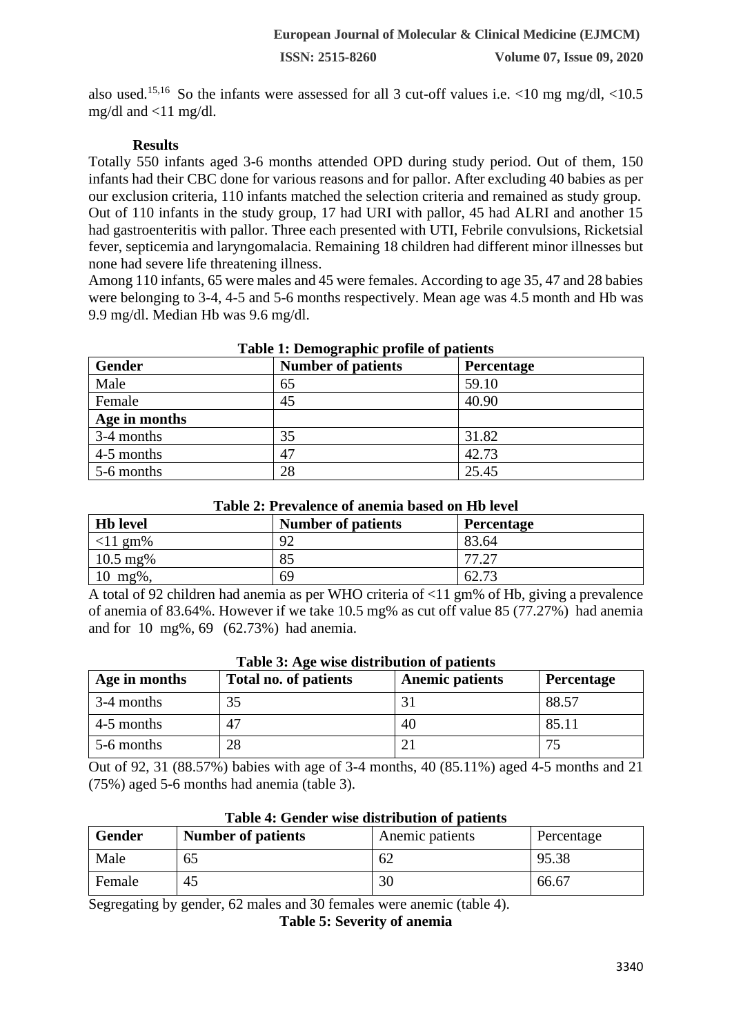also used.[15,16] So the infants were assessed for all 3 cut-off values i.e. <10 mg mg/dl, <10.5 mg/dl and <11 mg/dl.

**Results**

Totally 550 infants aged 3-6 months attended OPD during study period. Out of them, 150 infants had their CBC done for various reasons and for pallor. After excluding 40 babies as per our exclusion criteria, 110 infants matched the selection criteria and remained as study group. Out of 110 infants in the study group, 17 had URI with pallor, 45 had ALRI and another 15 had gastroenteritis with pallor. Three each presented with UTI, Febrile convulsions, Ricketsial fever, septicemia and laryngomalacia. Remaining 18 children had different minor illnesses but none had severe life threatening illness.

Among 110 infants, 65 were males and 45 were females. According to age 35, 47 and 28 babies were belonging to 3-4, 4-5 and 5-6 months respectively. Mean age was 4.5 month and Hb was 9.9 mg/dl. Median Hb was 9.6 mg/dl.

**Table 1: Demographic profile of patients**

| **Gender** | **Number of patients** | **Percentage** |
|---|---|---|
| Male | 65 | 59.10 |
| Female | 45 | 40.90 |
| **Age in months** | | |
| 3-4 months | 35 | 31.82 |
| 4-5 months | 47 | 42.73 |
| 5-6 months | 28 | 25.45 |

**Table 2: Prevalence of anemia based on Hb level**

| **Hb level** | **Number of patients** | **Percentage** |
|---|---|---|
| <11 gm% | 92 | 83.64 |
| 10.5 mg% | 85 | 77.27 |
| 10 mg%, | 69 | 62.73 |

A total of 92 children had anemia as per WHO criteria of <11 gm% of Hb, giving a prevalence of anemia of 83.64%. However if we take 10.5 mg% as cut off value 85 (77.27%) had anemia and for 10 mg%, 69 (62.73%) had anemia.

**Table 3: Age wise distribution of patients**

| **Age in months** | **Total no. of patients** | **Anemic patients** | **Percentage** |
|---|---|---|---|
| 3-4 months | 35 | 31 | 88.57 |
| 4-5 months | 47 | 40 | 85.11 |
| 5-6 months | 28 | 21 | 75 |

Out of 92, 31 (88.57%) babies with age of 3-4 months, 40 (85.11%) aged 4-5 months and 21 (75%) aged 5-6 months had anemia (table 3).

**Table 4: Gender wise distribution of patients**

| **Gender** | **Number of patients** | Anemic patients | Percentage |
|---|---|---|---|
| Male | 65 | 62 | 95.38 |
| Female | 45 | 30 | 66.67 |

Segregating by gender, 62 males and 30 females were anemic (table 4).

**Table 5: Severity of anemia**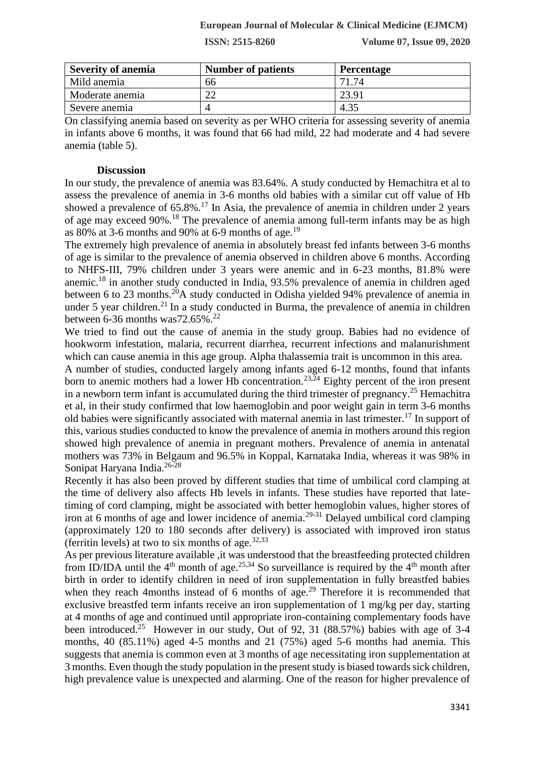| Severity of anemia | Number of patients | Percentage |
| --- | --- | --- |
| Mild anemia | 66 | 71.74 |
| Moderate anemia | 22 | 23.91 |
| Severe anemia | 4 | 4.35 |

On classifying anemia based on severity as per WHO criteria for assessing severity of anemia in infants above 6 months, it was found that 66 had mild, 22 had moderate and 4 had severe anemia (table 5).

## Discussion

In our study, the prevalence of anemia was 83.64%. A study conducted by Hemachitra et al to assess the prevalence of anemia in 3-6 months old babies with a similar cut off value of Hb showed a prevalence of 65.8%.[17] In Asia, the prevalence of anemia in children under 2 years of age may exceed 90%.[18] The prevalence of anemia among full-term infants may be as high as 80% at 3-6 months and 90% at 6-9 months of age.[19]

The extremely high prevalence of anemia in absolutely breast fed infants between 3-6 months of age is similar to the prevalence of anemia observed in children above 6 months. According to NHFS-III, 79% children under 3 years were anemic and in 6-23 months, 81.8% were anemic.[18] in another study conducted in India, 93.5% prevalence of anemia in children aged between 6 to 23 months.[20]A study conducted in Odisha yielded 94% prevalence of anemia in under 5 year children.[21] In a study conducted in Burma, the prevalence of anemia in children between 6-36 months was72.65%.[22]

We tried to find out the cause of anemia in the study group. Babies had no evidence of hookworm infestation, malaria, recurrent diarrhea, recurrent infections and malanurishment which can cause anemia in this age group. Alpha thalassemia trait is uncommon in this area.

A number of studies, conducted largely among infants aged 6-12 months, found that infants born to anemic mothers had a lower Hb concentration.[23,24] Eighty percent of the iron present in a newborn term infant is accumulated during the third trimester of pregnancy.[25] Hemachitra et al, in their study confirmed that low haemoglobin and poor weight gain in term 3-6 months old babies were significantly associated with maternal anemia in last trimester.[17] In support of this, various studies conducted to know the prevalence of anemia in mothers around this region showed high prevalence of anemia in pregnant mothers. Prevalence of anemia in antenatal mothers was 73% in Belgaum and 96.5% in Koppal, Karnataka India, whereas it was 98% in Sonipat Haryana India.[26-28]

Recently it has also been proved by different studies that time of umbilical cord clamping at the time of delivery also affects Hb levels in infants. These studies have reported that late-timing of cord clamping, might be associated with better hemoglobin values, higher stores of iron at 6 months of age and lower incidence of anemia.[29-31] Delayed umbilical cord clamping (approximately 120 to 180 seconds after delivery) is associated with improved iron status (ferritin levels) at two to six months of age.[32,33]

As per previous literature available ,it was understood that the breastfeeding protected children from ID/IDA until the 4th month of age.[25,34] So surveillance is required by the 4th month after birth in order to identify children in need of iron supplementation in fully breastfed babies when they reach 4months instead of 6 months of age.[29] Therefore it is recommended that exclusive breastfed term infants receive an iron supplementation of 1 mg/kg per day, starting at 4 months of age and continued until appropriate iron-containing complementary foods have been introduced.[25] However in our study, Out of 92, 31 (88.57%) babies with age of 3-4 months, 40 (85.11%) aged 4-5 months and 21 (75%) aged 5-6 months had anemia. This suggests that anemia is common even at 3 months of age necessitating iron supplementation at 3 months. Even though the study population in the present study is biased towards sick children, high prevalence value is unexpected and alarming. One of the reason for higher prevalence of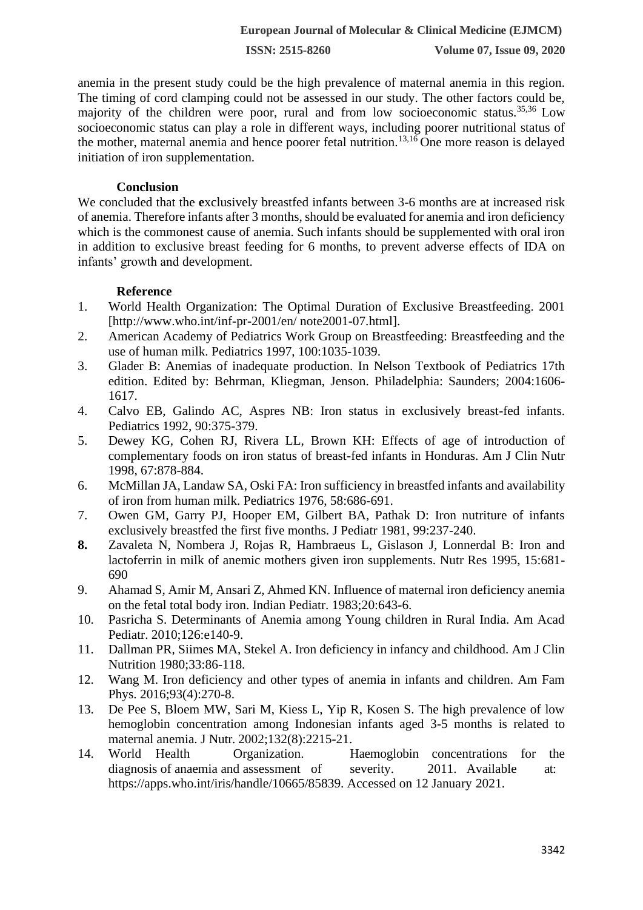anemia in the present study could be the high prevalence of maternal anemia in this region. The timing of cord clamping could not be assessed in our study. The other factors could be, majority of the children were poor, rural and from low socioeconomic status.[35,36] Low socioeconomic status can play a role in different ways, including poorer nutritional status of the mother, maternal anemia and hence poorer fetal nutrition.[13,16] One more reason is delayed initiation of iron supplementation.

## Conclusion

We concluded that the **e**xclusively breastfed infants between 3-6 months are at increased risk of anemia. Therefore infants after 3 months, should be evaluated for anemia and iron deficiency which is the commonest cause of anemia. Such infants should be supplemented with oral iron in addition to exclusive breast feeding for 6 months, to prevent adverse effects of IDA on infants' growth and development.

## Reference

1. World Health Organization: The Optimal Duration of Exclusive Breastfeeding. 2001 [http://www.who.int/inf-pr-2001/en/ note2001-07.html].
2. American Academy of Pediatrics Work Group on Breastfeeding: Breastfeeding and the use of human milk. Pediatrics 1997, 100:1035-1039.
3. Glader B: Anemias of inadequate production. In Nelson Textbook of Pediatrics 17th edition. Edited by: Behrman, Kliegman, Jenson. Philadelphia: Saunders; 2004:1606-1617.
4. Calvo EB, Galindo AC, Aspres NB: Iron status in exclusively breast-fed infants. Pediatrics 1992, 90:375-379.
5. Dewey KG, Cohen RJ, Rivera LL, Brown KH: Effects of age of introduction of complementary foods on iron status of breast-fed infants in Honduras. Am J Clin Nutr 1998, 67:878-884.
6. McMillan JA, Landaw SA, Oski FA: Iron sufficiency in breastfed infants and availability of iron from human milk. Pediatrics 1976, 58:686-691.
7. Owen GM, Garry PJ, Hooper EM, Gilbert BA, Pathak D: Iron nutriture of infants exclusively breastfed the first five months. J Pediatr 1981, 99:237-240.
8. Zavaleta N, Nombera J, Rojas R, Hambraeus L, Gislason J, Lonnerdal B: Iron and lactoferrin in milk of anemic mothers given iron supplements. Nutr Res 1995, 15:681-690
9. Ahamad S, Amir M, Ansari Z, Ahmed KN. Influence of maternal iron deficiency anemia on the fetal total body iron. Indian Pediatr. 1983;20:643-6.
10. Pasricha S. Determinants of Anemia among Young children in Rural India. Am Acad Pediatr. 2010;126:e140-9.
11. Dallman PR, Siimes MA, Stekel A. Iron deficiency in infancy and childhood. Am J Clin Nutrition 1980;33:86-118.
12. Wang M. Iron deficiency and other types of anemia in infants and children. Am Fam Phys. 2016;93(4):270-8.
13. De Pee S, Bloem MW, Sari M, Kiess L, Yip R, Kosen S. The high prevalence of low hemoglobin concentration among Indonesian infants aged 3-5 months is related to maternal anemia. J Nutr. 2002;132(8):2215-21.
14. World Health Organization. Haemoglobin concentrations for the diagnosis of anaemia and assessment of severity. 2011. Available at: https://apps.who.int/iris/handle/10665/85839. Accessed on 12 January 2021.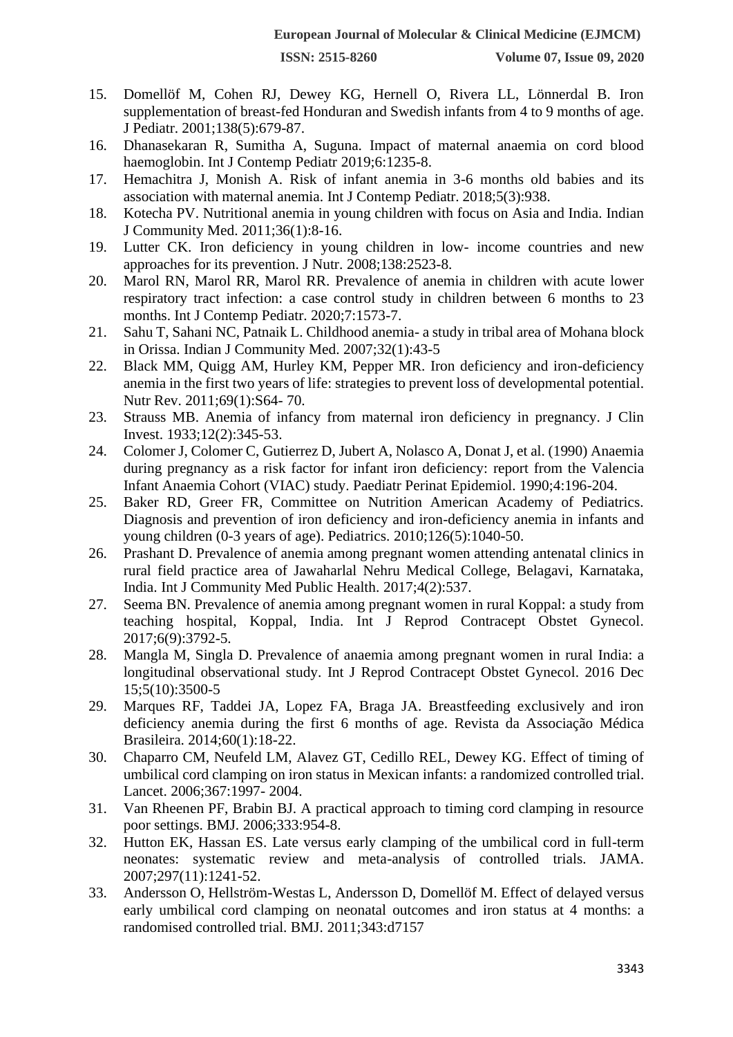15. Domellöf M, Cohen RJ, Dewey KG, Hernell O, Rivera LL, Lönnerdal B. Iron supplementation of breast-fed Honduran and Swedish infants from 4 to 9 months of age. J Pediatr. 2001;138(5):679-87.
16. Dhanasekaran R, Sumitha A, Suguna. Impact of maternal anaemia on cord blood haemoglobin. Int J Contemp Pediatr 2019;6:1235-8.
17. Hemachitra J, Monish A. Risk of infant anemia in 3-6 months old babies and its association with maternal anemia. Int J Contemp Pediatr. 2018;5(3):938.
18. Kotecha PV. Nutritional anemia in young children with focus on Asia and India. Indian J Community Med. 2011;36(1):8-16.
19. Lutter CK. Iron deficiency in young children in low- income countries and new approaches for its prevention. J Nutr. 2008;138:2523-8.
20. Marol RN, Marol RR, Marol RR. Prevalence of anemia in children with acute lower respiratory tract infection: a case control study in children between 6 months to 23 months. Int J Contemp Pediatr. 2020;7:1573-7.
21. Sahu T, Sahani NC, Patnaik L. Childhood anemia- a study in tribal area of Mohana block in Orissa. Indian J Community Med. 2007;32(1):43-5
22. Black MM, Quigg AM, Hurley KM, Pepper MR. Iron deficiency and iron-deficiency anemia in the first two years of life: strategies to prevent loss of developmental potential. Nutr Rev. 2011;69(1):S64- 70.
23. Strauss MB. Anemia of infancy from maternal iron deficiency in pregnancy. J Clin Invest. 1933;12(2):345-53.
24. Colomer J, Colomer C, Gutierrez D, Jubert A, Nolasco A, Donat J, et al. (1990) Anaemia during pregnancy as a risk factor for infant iron deficiency: report from the Valencia Infant Anaemia Cohort (VIAC) study. Paediatr Perinat Epidemiol. 1990;4:196-204.
25. Baker RD, Greer FR, Committee on Nutrition American Academy of Pediatrics. Diagnosis and prevention of iron deficiency and iron-deficiency anemia in infants and young children (0-3 years of age). Pediatrics. 2010;126(5):1040-50.
26. Prashant D. Prevalence of anemia among pregnant women attending antenatal clinics in rural field practice area of Jawaharlal Nehru Medical College, Belagavi, Karnataka, India. Int J Community Med Public Health. 2017;4(2):537.
27. Seema BN. Prevalence of anemia among pregnant women in rural Koppal: a study from teaching hospital, Koppal, India. Int J Reprod Contracept Obstet Gynecol. 2017;6(9):3792-5.
28. Mangla M, Singla D. Prevalence of anaemia among pregnant women in rural India: a longitudinal observational study. Int J Reprod Contracept Obstet Gynecol. 2016 Dec 15;5(10):3500-5
29. Marques RF, Taddei JA, Lopez FA, Braga JA. Breastfeeding exclusively and iron deficiency anemia during the first 6 months of age. Revista da Associação Médica Brasileira. 2014;60(1):18-22.
30. Chaparro CM, Neufeld LM, Alavez GT, Cedillo REL, Dewey KG. Effect of timing of umbilical cord clamping on iron status in Mexican infants: a randomized controlled trial. Lancet. 2006;367:1997- 2004.
31. Van Rheenen PF, Brabin BJ. A practical approach to timing cord clamping in resource poor settings. BMJ. 2006;333:954-8.
32. Hutton EK, Hassan ES. Late versus early clamping of the umbilical cord in full-term neonates: systematic review and meta-analysis of controlled trials. JAMA. 2007;297(11):1241-52.
33. Andersson O, Hellström-Westas L, Andersson D, Domellöf M. Effect of delayed versus early umbilical cord clamping on neonatal outcomes and iron status at 4 months: a randomised controlled trial. BMJ. 2011;343:d7157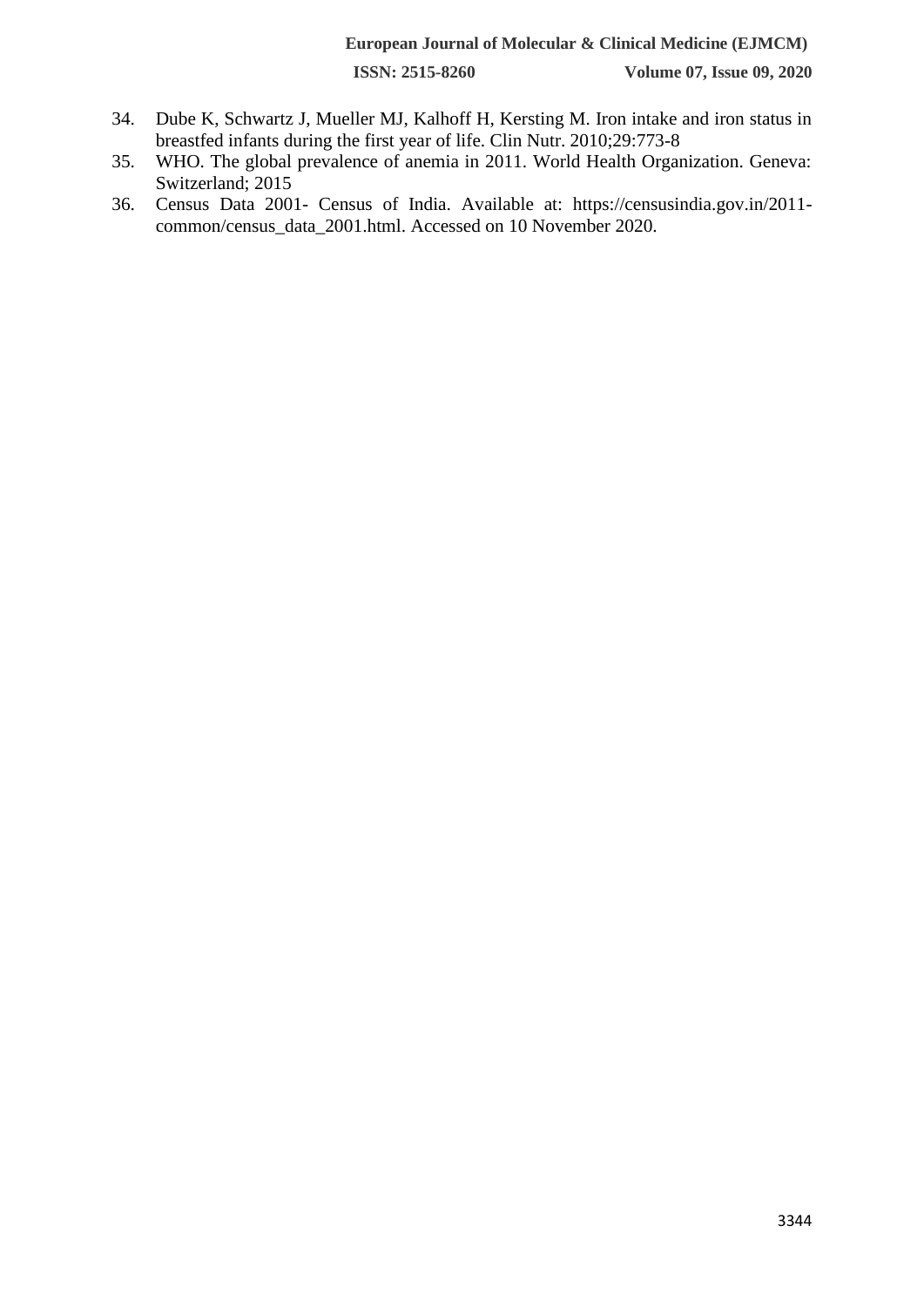34. Dube K, Schwartz J, Mueller MJ, Kalhoff H, Kersting M. Iron intake and iron status in breastfed infants during the first year of life. Clin Nutr. 2010;29:773-8
35. WHO. The global prevalence of anemia in 2011. World Health Organization. Geneva: Switzerland; 2015
36. Census Data 2001- Census of India. Available at: https://censusindia.gov.in/2011-common/census_data_2001.html. Accessed on 10 November 2020.